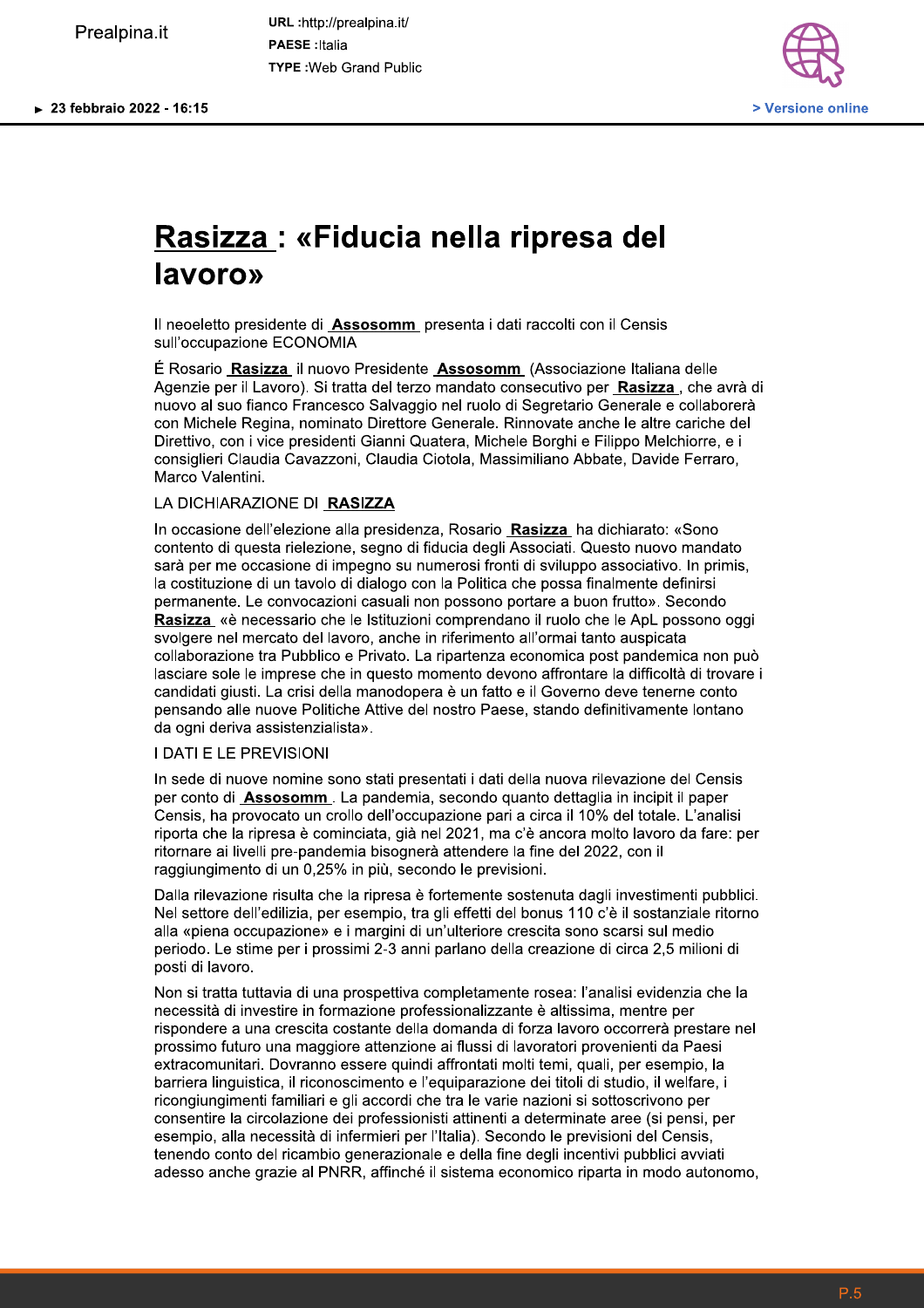# Rasizza : «Fiducia nella ripresa del lavoro»

Il neoeletto presidente di **Assosomm** presenta i dati raccolti con il Censis sull'occupazione ECONOMIA

É Rosario **Rasizza** il nuovo Presidente **Assosomm** (Associazione Italiana delle Agenzie per il Lavoro). Si tratta del terzo mandato consecutivo per **Rasizza** , che avrà di nuovo al suo fianco Francesco Salvaggio nel ruolo di Segretario Generale e collaborerà con Michele Regina, nominato Direttore Generale. Rinnovate anche le altre cariche del Direttivo, con i vice presidenti Gianni Quatera, Michele Borghi e Filippo Melchiorre, e i consiglieri Claudia Cavazzoni, Claudia Ciotola, Massimiliano Abbate, Davide Ferraro, Marco Valentini.

## LA DICHIARAZIONE DI RASIZZA

In occasione dell'elezione alla presidenza, Rosario **Rasizza** ha dichiarato: «Sono contento di questa rielezione, segno di fiducia degli Associati. Questo nuovo mandato sarà per me occasione di impegno su numerosi fronti di sviluppo associativo. In primis, la costituzione di un tavolo di dialogo con la Politica che possa finalmente definirsi permanente. Le convocazioni casuali non possono portare a buon frutto». Secondo **Rasizza** «è necessario che le Istituzioni comprendano il ruolo che le ApL possono oggi svolgere nel mercato del lavoro, anche in riferimento all'ormai tanto auspicata collaborazione tra Pubblico e Privato. La ripartenza economica post pandemica non può lasciare sole le imprese che in questo momento devono affrontare la difficoltà di trovare i candidati giusti. La crisi della manodopera è un fatto e il Governo deve tenerne conto pensando alle nuove Politiche Attive del nostro Paese, stando definitivamente lontano da ogni deriva assistenzialista».

## I DATI E LE PREVISIONI

In sede di nuove nomine sono stati presentati i dati della nuova rilevazione del Censis per conto di **Assosomm** . La pandemia, secondo quanto dettaglia in incipit il paper Censis, ha provocato un crollo dell'occupazione pari a circa il 10% del totale. L'analisi riporta che la ripresa è cominciata, già nel 2021, ma c'è ancora molto lavoro da fare: per ritornare ai livelli pre-pandemia bisognerà attendere la fine del 2022, con il raggiungimento di un 0,25% in più, secondo le previsioni.

Dalla rilevazione risulta che la ripresa è fortemente sostenuta dagli investimenti pubblici. Nel settore dell'edilizia, per esempio, tra gli effetti del bonus 110 c'è il sostanziale ritorno alla «piena occupazione» e i margini di un'ulteriore crescita sono scarsi sul medio periodo. Le stime per i prossimi 2-3 anni parlano della creazione di circa 2,5 milioni di posti di lavoro.

Non si tratta tuttavia di una prospettiva completamente rosea: l'analisi evidenzia che la necessità di investire in formazione professionalizzante è altissima, mentre per rispondere a una crescita costante della domanda di forza lavoro occorrerà prestare nel prossimo futuro una maggiore attenzione ai flussi di lavoratori provenienti da Paesi extracomunitari. Dovranno essere quindi affrontati molti temi, quali, per esempio, la barriera linguistica, il riconoscimento e l'equiparazione dei titoli di studio, il welfare, i ricongiungimenti familiari e gli accordi che tra le varie nazioni si sottoscrivono per consentire la circolazione dei professionisti attinenti a determinate aree (si pensi, per esempio, alla necessità di infermieri per l'Italia). Secondo le previsioni del Censis, tenendo conto del ricambio generazionale e della fine degli incentivi pubblici avviati adesso anche grazie al PNRR, affinché il sistema economico riparta in modo autonomo,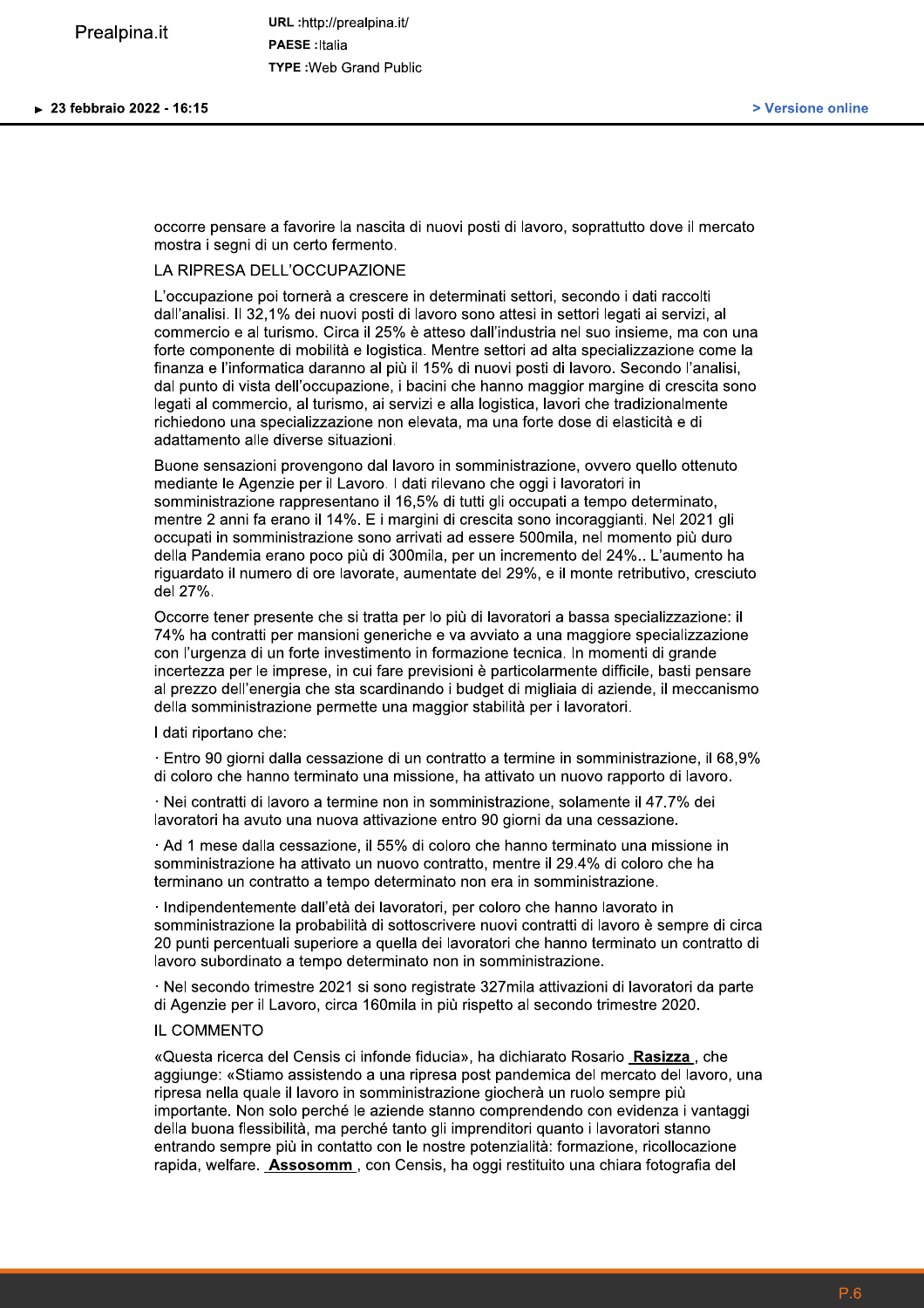occorre pensare a favorire la nascita di nuovi posti di lavoro, soprattutto dove il mercato mostra i segni di un certo fermento.

## LA RIPRESA DELL'OCCUPAZIONE

L'occupazione poi tornerà a crescere in determinati settori, secondo i dati raccolti dall'analisi. Il 32,1% dei nuovi posti di lavoro sono attesi in settori legati ai servizi, al commercio e al turismo. Circa il 25% è atteso dall'industria nel suo insieme, ma con una forte componente di mobilità e logistica. Mentre settori ad alta specializzazione come la finanza e l'informatica daranno al più il 15% di nuovi posti di lavoro. Secondo l'analisi, dal punto di vista dell'occupazione, i bacini che hanno maggior margine di crescita sono legati al commercio, al turismo, ai servizi e alla logistica, lavori che tradizionalmente richiedono una specializzazione non elevata, ma una forte dose di elasticità e di adattamento alle diverse situazioni.

Buone sensazioni provengono dal lavoro in somministrazione, ovvero quello ottenuto mediante le Agenzie per il Lavoro. I dati rilevano che oggi i lavoratori in somministrazione rappresentano il 16,5% di tutti gli occupati a tempo determinato, mentre 2 anni fa erano il 14%. E i margini di crescita sono incoraggianti. Nel 2021 gli occupati in somministrazione sono arrivati ad essere 500mila, nel momento più duro della Pandemia erano poco più di 300mila, per un incremento del 24%.. L'aumento ha riguardato il numero di ore lavorate, aumentate del 29%, e il monte retributivo, cresciuto del 27%.

Occorre tener presente che si tratta per lo più di lavoratori a bassa specializzazione: il 74% ha contratti per mansioni generiche e va avviato a una maggiore specializzazione con l'urgenza di un forte investimento in formazione tecnica. In momenti di grande incertezza per le imprese, in cui fare previsioni è particolarmente difficile, basti pensare al prezzo dell'energia che sta scardinando i budget di migliaia di aziende, il meccanismo della somministrazione permette una maggior stabilità per i lavoratori.

I dati riportano che:

· Entro 90 giorni dalla cessazione di un contratto a termine in somministrazione, il 68,9% di coloro che hanno terminato una missione, ha attivato un nuovo rapporto di lavoro.

· Nei contratti di lavoro a termine non in somministrazione, solamente il 47.7% dei lavoratori ha avuto una nuova attivazione entro 90 giorni da una cessazione.

· Ad 1 mese dalla cessazione, il 55% di coloro che hanno terminato una missione in somministrazione ha attivato un nuovo contratto, mentre il 29.4% di coloro che ha terminano un contratto a tempo determinato non era in somministrazione.

· Indipendentemente dall'età dei lavoratori, per coloro che hanno lavorato in somministrazione la probabilità di sottoscrivere nuovi contratti di lavoro è sempre di circa 20 punti percentuali superiore a quella dei lavoratori che hanno terminato un contratto di lavoro subordinato a tempo determinato non in somministrazione.

· Nel secondo trimestre 2021 si sono registrate 327mila attivazioni di lavoratori da parte di Agenzie per il Lavoro, circa 160mila in più rispetto al secondo trimestre 2020.

## IL COMMENTO

«Questa ricerca del Censis ci infonde fiducia», ha dichiarato Rosario **Rasizza** , che aggiunge: «Stiamo assistendo a una ripresa post pandemica del mercato del lavoro, una ripresa nella quale il lavoro in somministrazione giocherà un ruolo sempre più importante. Non solo perché le aziende stanno comprendendo con evidenza i vantaggi della buona flessibilità, ma perché tanto gli imprenditori quanto i lavoratori stanno entrando sempre più in contatto con le nostre potenzialità: formazione, ricollocazione rapida, welfare. **Assosomm** , con Censis, ha oggi restituito una chiara fotografia del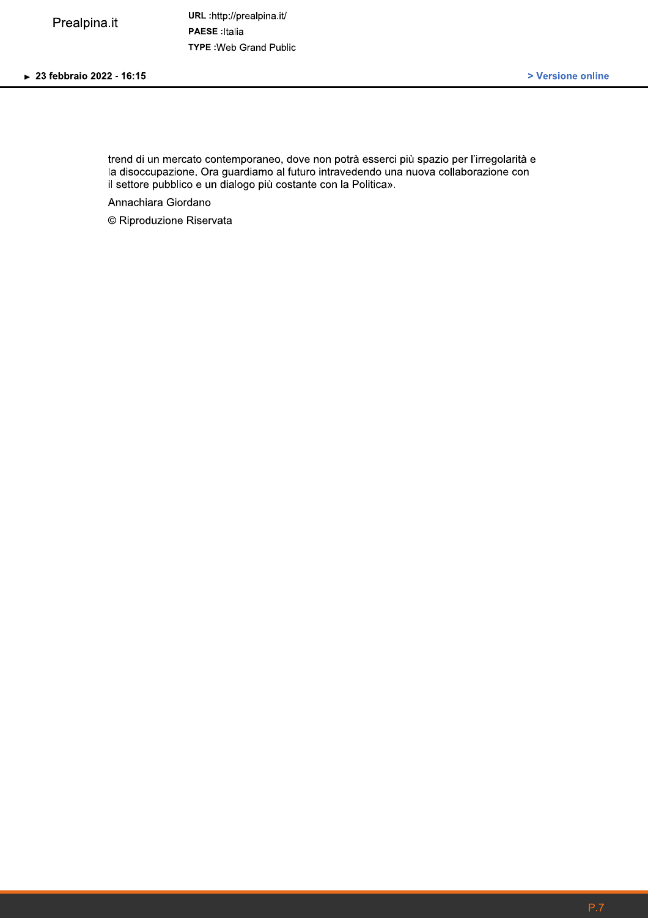trend di un mercato contemporaneo, dove non potrà esserci più spazio per l'irregolarità e la disoccupazione. Ora guardiamo al futuro intravedendo una nuova collaborazione con il settore pubblico e un dialogo più costante con la Politica».

Annachiara Giordano

© Riproduzione Riservata